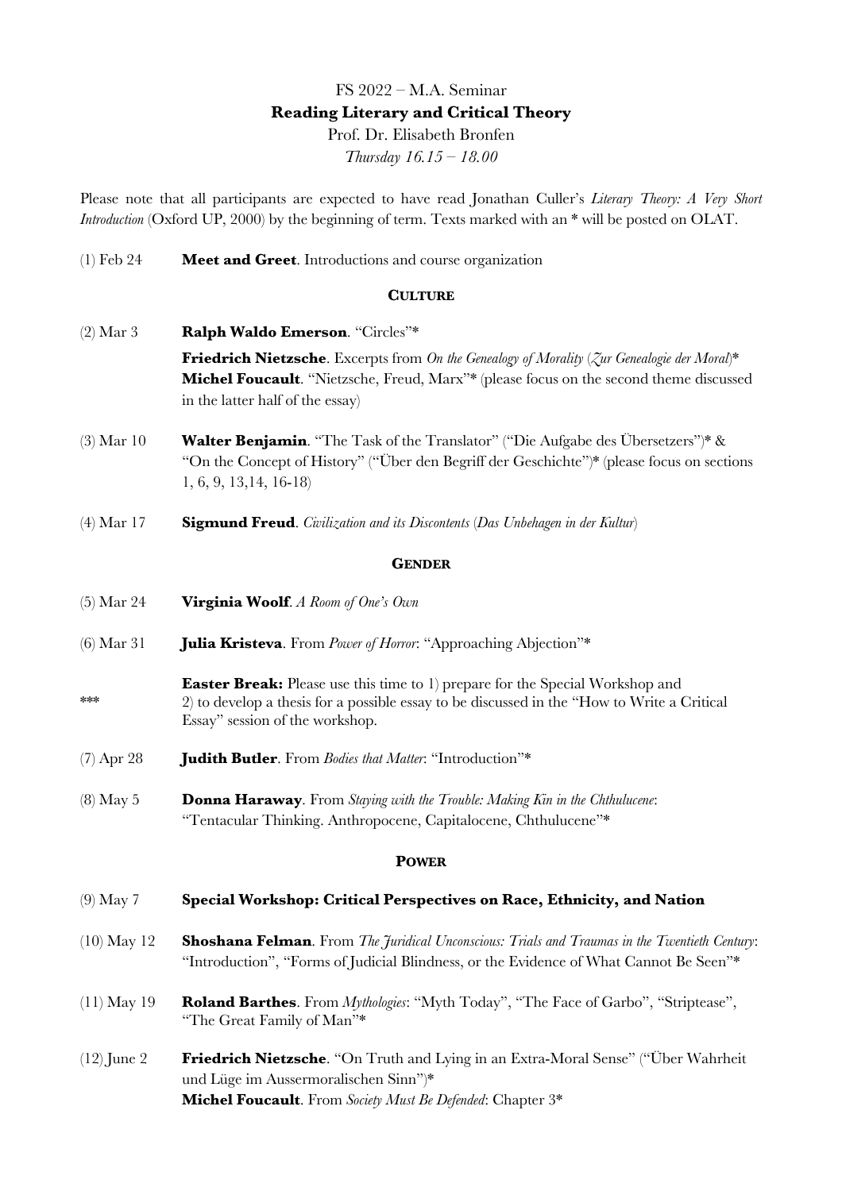FS 2022 – M.A. Seminar

**Reading Literary and Critical Theory**

Prof. Dr. Elisabeth Bronfen

*Thursday 16.15 – 18.00*

Please note that all participants are expected to have read Jonathan Culler's *Literary Theory: A Very Short Introduction* (Oxford UP, 2000) by the beginning of term. Texts marked with an * will be posted on OLAT.

(1) Feb 24 — **Meet and Greet**. Introductions and course organization

## CULTURE

(2) Mar 3 — **Ralph Waldo Emerson**. "Circles"*

**Friedrich Nietzsche**. Excerpts from *On the Genealogy of Morality* (*Zur Genealogie der Moral*)*

**Michel Foucault**. "Nietzsche, Freud, Marx"* (please focus on the second theme discussed in the latter half of the essay)

(3) Mar 10 — **Walter Benjamin**. "The Task of the Translator" ("Die Aufgabe des Übersetzers")* & "On the Concept of History" ("Über den Begriff der Geschichte")* (please focus on sections 1, 6, 9, 13,14, 16-18)

(4) Mar 17 — **Sigmund Freud**. *Civilization and its Discontents* (*Das Unbehagen in der Kultur*)

## GENDER

(5) Mar 24 — **Virginia Woolf**. *A Room of One's Own*

(6) Mar 31 — **Julia Kristeva**. From *Power of Horror*: "Approaching Abjection"*

*** — **Easter Break:** Please use this time to 1) prepare for the Special Workshop and 2) to develop a thesis for a possible essay to be discussed in the "How to Write a Critical Essay" session of the workshop.

(7) Apr 28 — **Judith Butler**. From *Bodies that Matter*: "Introduction"*

(8) May 5 — **Donna Haraway**. From *Staying with the Trouble: Making Kin in the Chthulucene*: "Tentacular Thinking. Anthropocene, Capitalocene, Chthulucene"*

## POWER

(9) May 7 — **Special Workshop: Critical Perspectives on Race, Ethnicity, and Nation**

(10) May 12 — **Shoshana Felman**. From *The Juridical Unconscious: Trials and Traumas in the Twentieth Century*: "Introduction", "Forms of Judicial Blindness, or the Evidence of What Cannot Be Seen"*

(11) May 19 — **Roland Barthes**. From *Mythologies*: "Myth Today", "The Face of Garbo", "Striptease", "The Great Family of Man"*

(12) June 2 — **Friedrich Nietzsche**. "On Truth and Lying in an Extra-Moral Sense" ("Über Wahrheit und Lüge im Aussermoralischen Sinn")*

**Michel Foucault**. From *Society Must Be Defended*: Chapter 3*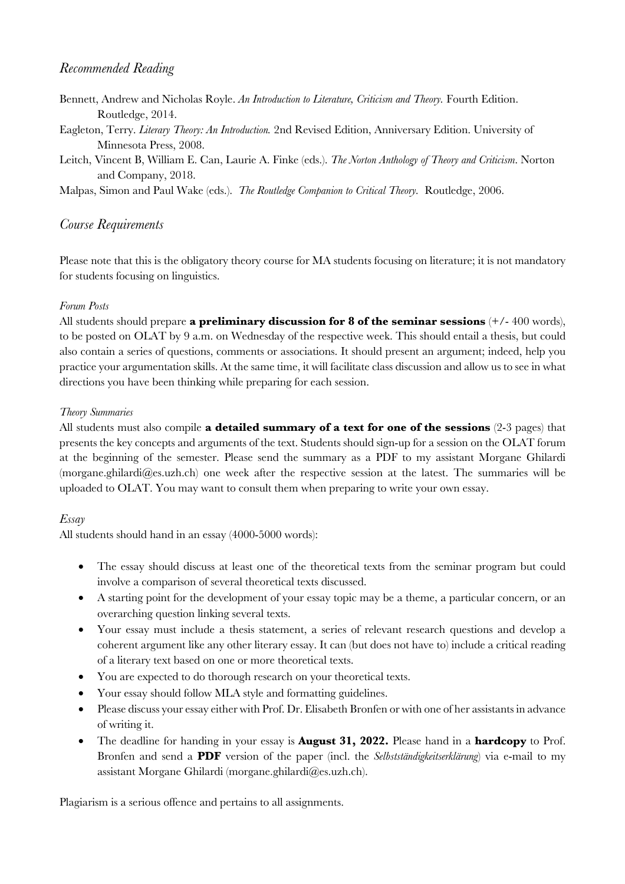## *Recommended Reading*

Bennett, Andrew and Nicholas Royle. *An Introduction to Literature, Criticism and Theory.* Fourth Edition. Routledge, 2014.

Eagleton, Terry. *Literary Theory: An Introduction.* 2nd Revised Edition, Anniversary Edition. University of Minnesota Press, 2008.

Leitch, Vincent B, William E. Can, Laurie A. Finke (eds.). *The Norton Anthology of Theory and Criticism*. Norton and Company, 2018.

Malpas, Simon and Paul Wake (eds.). *The Routledge Companion to Critical Theory.* Routledge, 2006.

## *Course Requirements*

Please note that this is the obligatory theory course for MA students focusing on literature; it is not mandatory for students focusing on linguistics.

### *Forum Posts*

All students should prepare **a preliminary discussion for 8 of the seminar sessions** (+/- 400 words), to be posted on OLAT by 9 a.m. on Wednesday of the respective week. This should entail a thesis, but could also contain a series of questions, comments or associations. It should present an argument; indeed, help you practice your argumentation skills. At the same time, it will facilitate class discussion and allow us to see in what directions you have been thinking while preparing for each session.

### *Theory Summaries*

All students must also compile **a detailed summary of a text for one of the sessions** (2-3 pages) that presents the key concepts and arguments of the text. Students should sign-up for a session on the OLAT forum at the beginning of the semester. Please send the summary as a PDF to my assistant Morgane Ghilardi (morgane.ghilardi@es.uzh.ch) one week after the respective session at the latest. The summaries will be uploaded to OLAT. You may want to consult them when preparing to write your own essay.

### *Essay*

All students should hand in an essay (4000-5000 words):

- The essay should discuss at least one of the theoretical texts from the seminar program but could involve a comparison of several theoretical texts discussed.
- A starting point for the development of your essay topic may be a theme, a particular concern, or an overarching question linking several texts.
- Your essay must include a thesis statement, a series of relevant research questions and develop a coherent argument like any other literary essay. It can (but does not have to) include a critical reading of a literary text based on one or more theoretical texts.
- You are expected to do thorough research on your theoretical texts.
- Your essay should follow MLA style and formatting guidelines.
- Please discuss your essay either with Prof. Dr. Elisabeth Bronfen or with one of her assistants in advance of writing it.
- The deadline for handing in your essay is **August 31, 2022.** Please hand in a **hardcopy** to Prof. Bronfen and send a **PDF** version of the paper (incl. the *Selbstständigkeitserklärung*) via e-mail to my assistant Morgane Ghilardi (morgane.ghilardi@es.uzh.ch).

Plagiarism is a serious offence and pertains to all assignments.